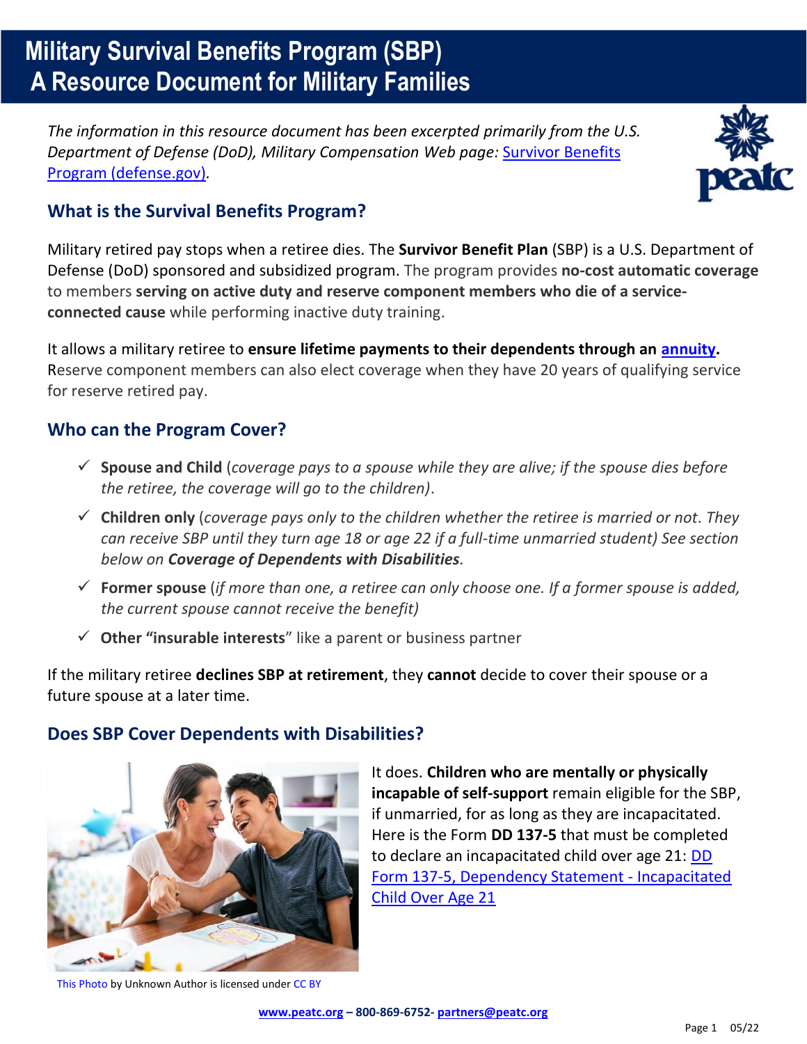# Military Survival Benefits Program (SBP)
# A Resource Document for Military Families

*The information in this resource document has been excerpted primarily from the U.S. Department of Defense (DoD), Military Compensation Web page:* [Survivor Benefits Program (defense.gov)](https://militarypay.defense.gov/Benefits/Survivor-Benefit-Program/).

## What is the Survival Benefits Program?

Military retired pay stops when a retiree dies. The **Survivor Benefit Plan** (SBP) is a U.S. Department of Defense (DoD) sponsored and subsidized program. The program provides **no-cost automatic coverage** to members **serving on active duty and reserve component members who die of a service-connected cause** while performing inactive duty training.

It allows a military retiree to **ensure lifetime payments to their dependents through an [annuity](#).** Reserve component members can also elect coverage when they have 20 years of qualifying service for reserve retired pay.

## Who can the Program Cover?

- ✓ **Spouse and Child** (*coverage pays to a spouse while they are alive; if the spouse dies before the retiree, the coverage will go to the children*).
- ✓ **Children only** (*coverage pays only to the children whether the retiree is married or not. They can receive SBP until they turn age 18 or age 22 if a full-time unmarried student) See section below on **Coverage of Dependents with Disabilities**.*
- ✓ **Former spouse** (*if more than one, a retiree can only choose one. If a former spouse is added, the current spouse cannot receive the benefit)*
- ✓ **Other "insurable interests**" like a parent or business partner

If the military retiree **declines SBP at retirement**, they **cannot** decide to cover their spouse or a future spouse at a later time.

## Does SBP Cover Dependents with Disabilities?

It does. **Children who are mentally or physically incapable of self-support** remain eligible for the SBP, if unmarried, for as long as they are incapacitated. Here is the Form **DD 137-5** that must be completed to declare an incapacitated child over age 21: [DD Form 137-5, Dependency Statement - Incapacitated Child Over Age 21](#)

This Photo by Unknown Author is licensed under CC BY

**www.peatc.org – 800-869-6752- partners@peatc.org**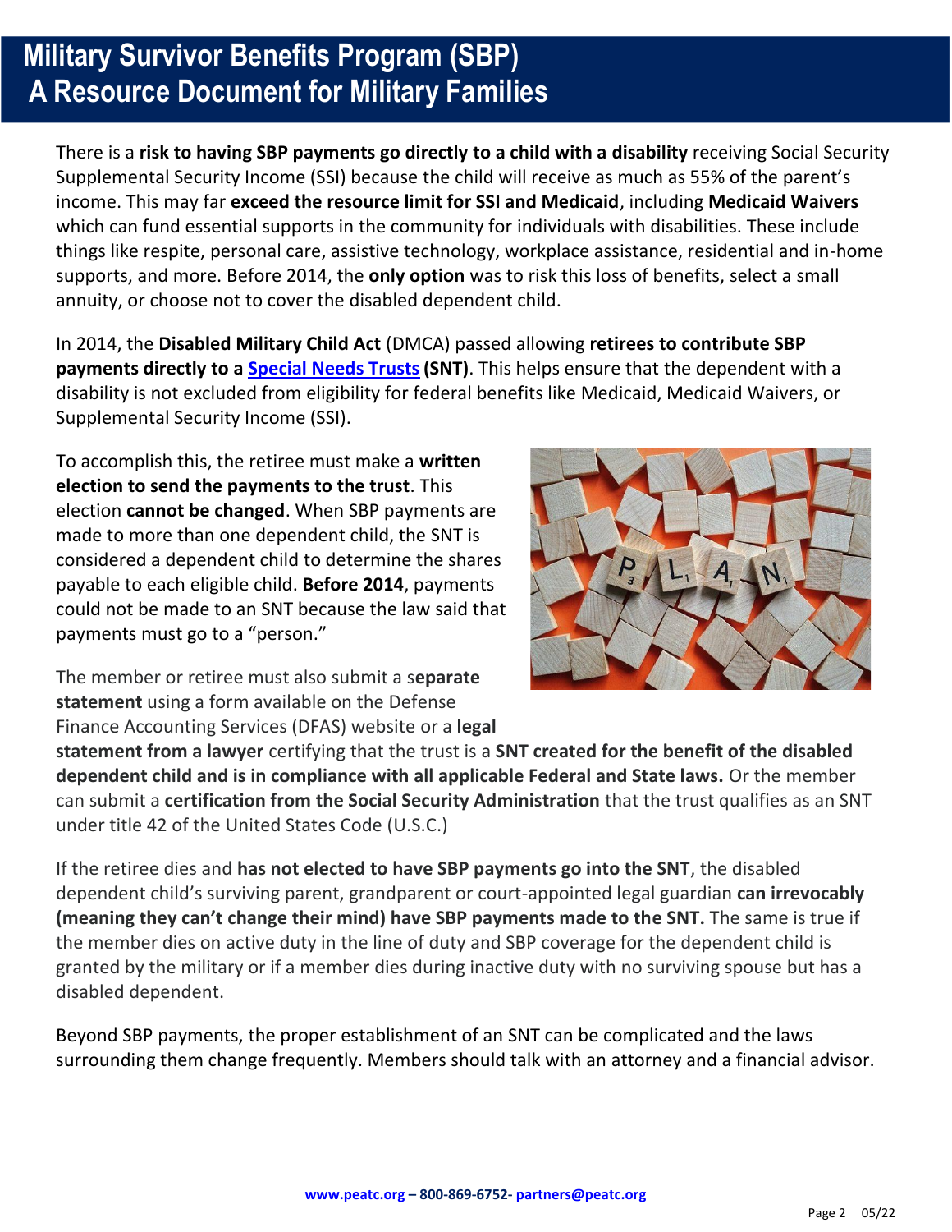There is a **risk to having SBP payments go directly to a child with a disability** receiving Social Security Supplemental Security Income (SSI) because the child will receive as much as 55% of the parent's income. This may far **exceed the resource limit for SSI and Medicaid**, including **Medicaid Waivers** which can fund essential supports in the community for individuals with disabilities. These include things like respite, personal care, assistive technology, workplace assistance, residential and in-home supports, and more. Before 2014, the **only option** was to risk this loss of benefits, select a small annuity, or choose not to cover the disabled dependent child.

In 2014, the **Disabled Military Child Act** (DMCA) passed allowing **retirees to contribute SBP payments directly to a [Special Needs Trusts](#) (SNT)**. This helps ensure that the dependent with a disability is not excluded from eligibility for federal benefits like Medicaid, Medicaid Waivers, or Supplemental Security Income (SSI).

To accomplish this, the retiree must make a **written election to send the payments to the trust**. This election **cannot be changed**. When SBP payments are made to more than one dependent child, the SNT is considered a dependent child to determine the shares payable to each eligible child. **Before 2014**, payments could not be made to an SNT because the law said that payments must go to a "person."

The member or retiree must also submit a s**eparate statement** using a form available on the Defense Finance Accounting Services (DFAS) website or a **legal statement from a lawyer** certifying that the trust is a **SNT created for the benefit of the disabled dependent child and is in compliance with all applicable Federal and State laws.** Or the member can submit a **certification from the Social Security Administration** that the trust qualifies as an SNT under title 42 of the United States Code (U.S.C.)

If the retiree dies and **has not elected to have SBP payments go into the SNT**, the disabled dependent child's surviving parent, grandparent or court-appointed legal guardian **can irrevocably (meaning they can't change their mind) have SBP payments made to the SNT.** The same is true if the member dies on active duty in the line of duty and SBP coverage for the dependent child is granted by the military or if a member dies during inactive duty with no surviving spouse but has a disabled dependent.

Beyond SBP payments, the proper establishment of an SNT can be complicated and the laws surrounding them change frequently. Members should talk with an attorney and a financial advisor.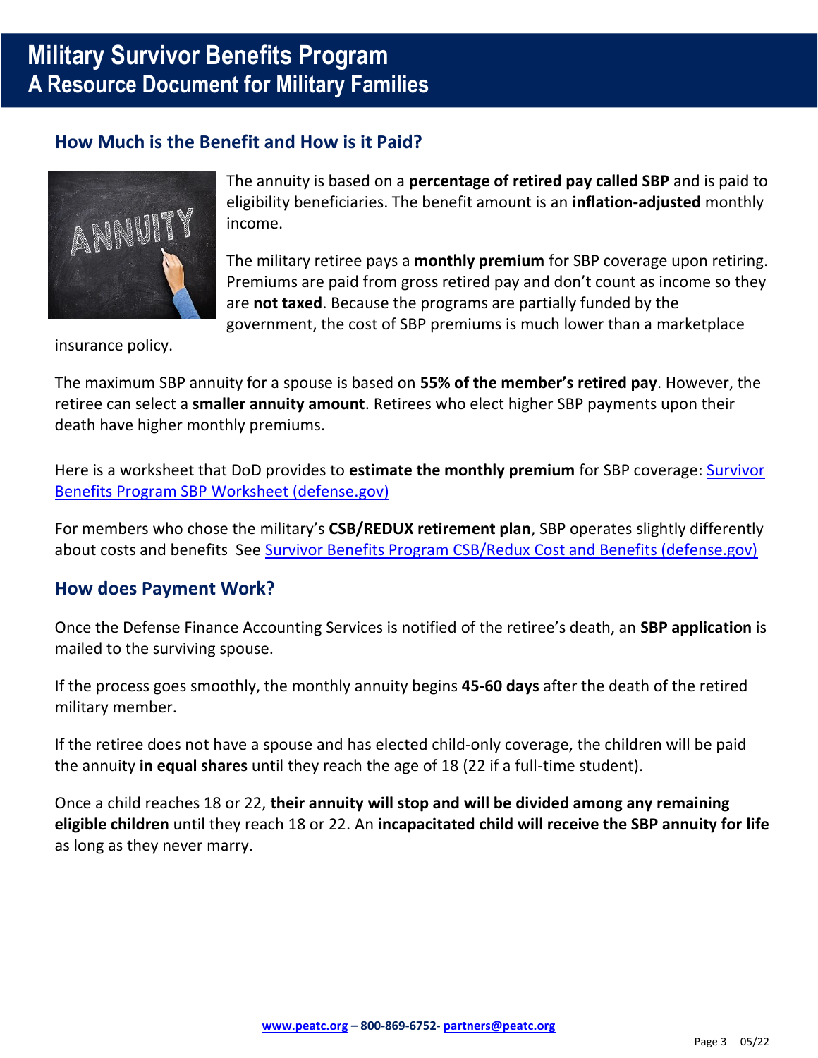# Military Survivor Benefits Program
## A Resource Document for Military Families

### How Much is the Benefit and How is it Paid?

The annuity is based on a **percentage of retired pay called SBP** and is paid to eligibility beneficiaries. The benefit amount is an **inflation-adjusted** monthly income.

The military retiree pays a **monthly premium** for SBP coverage upon retiring. Premiums are paid from gross retired pay and don't count as income so they are **not taxed**. Because the programs are partially funded by the government, the cost of SBP premiums is much lower than a marketplace insurance policy.

The maximum SBP annuity for a spouse is based on **55% of the member's retired pay**. However, the retiree can select a **smaller annuity amount**. Retirees who elect higher SBP payments upon their death have higher monthly premiums.

Here is a worksheet that DoD provides to **estimate the monthly premium** for SBP coverage: [Survivor Benefits Program SBP Worksheet (defense.gov)]

For members who chose the military's **CSB/REDUX retirement plan**, SBP operates slightly differently about costs and benefits See [Survivor Benefits Program CSB/Redux Cost and Benefits (defense.gov)]

### How does Payment Work?

Once the Defense Finance Accounting Services is notified of the retiree's death, an **SBP application** is mailed to the surviving spouse.

If the process goes smoothly, the monthly annuity begins **45-60 days** after the death of the retired military member.

If the retiree does not have a spouse and has elected child-only coverage, the children will be paid the annuity **in equal shares** until they reach the age of 18 (22 if a full-time student).

Once a child reaches 18 or 22, **their annuity will stop and will be divided among any remaining eligible children** until they reach 18 or 22. An **incapacitated child will receive the SBP annuity for life** as long as they never marry.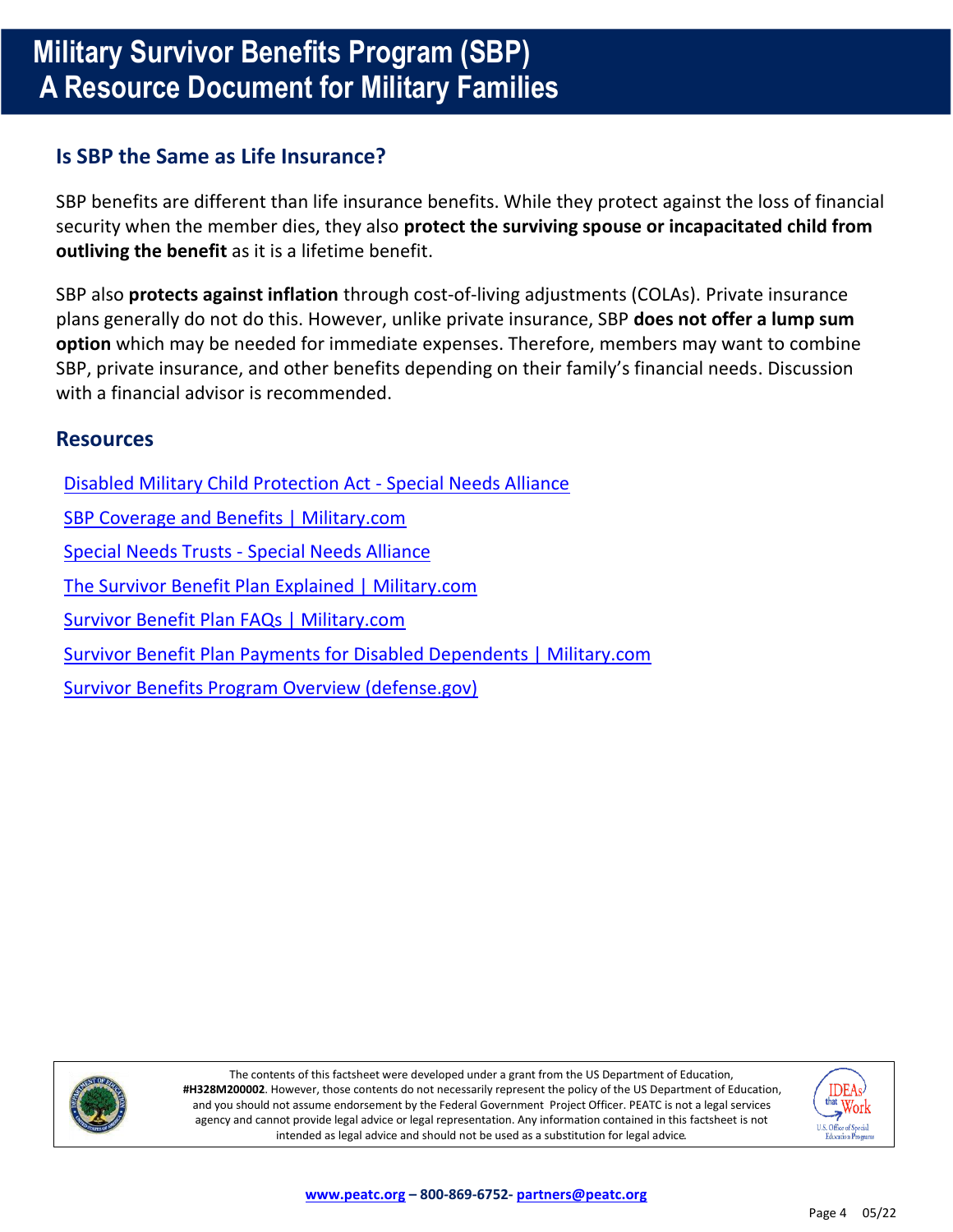## Is SBP the Same as Life Insurance?

SBP benefits are different than life insurance benefits. While they protect against the loss of financial security when the member dies, they also **protect the surviving spouse or incapacitated child from outliving the benefit** as it is a lifetime benefit.

SBP also **protects against inflation** through cost-of-living adjustments (COLAs). Private insurance plans generally do not do this. However, unlike private insurance, SBP **does not offer a lump sum option** which may be needed for immediate expenses. Therefore, members may want to combine SBP, private insurance, and other benefits depending on their family's financial needs. Discussion with a financial advisor is recommended.

## Resources

- Disabled Military Child Protection Act - Special Needs Alliance
- SBP Coverage and Benefits | Military.com
- Special Needs Trusts - Special Needs Alliance
- The Survivor Benefit Plan Explained | Military.com
- Survivor Benefit Plan FAQs | Military.com
- Survivor Benefit Plan Payments for Disabled Dependents | Military.com
- Survivor Benefits Program Overview (defense.gov)

The contents of this factsheet were developed under a grant from the US Department of Education, **#H328M200002**. However, those contents do not necessarily represent the policy of the US Department of Education, and you should not assume endorsement by the Federal Government Project Officer. PEATC is not a legal services agency and cannot provide legal advice or legal representation. Any information contained in this factsheet is not intended as legal advice and should not be used as a substitution for legal advice.

**www.peatc.org – 800-869-6752- partners@peatc.org**